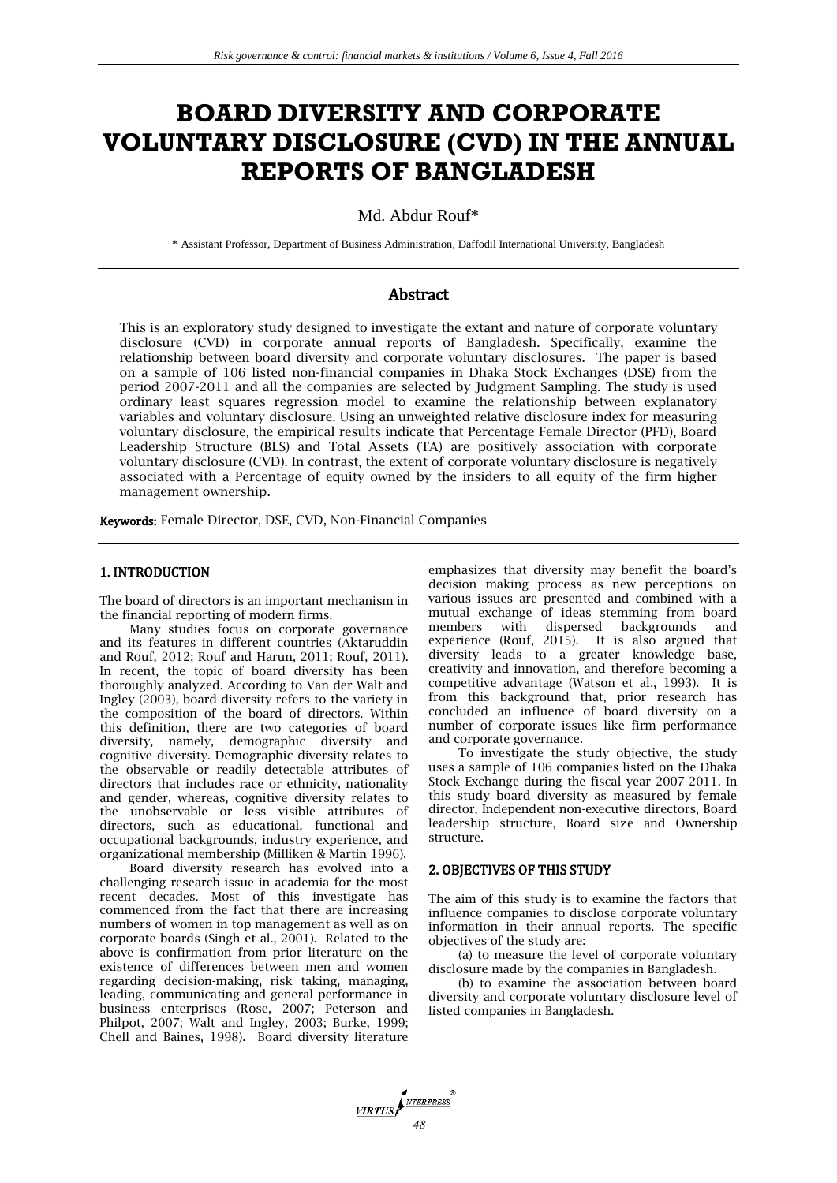# BOARD DIVERSITY AND CORPORATE VOLUNTARY DISCLOSURE (CVD) IN THE ANNUAL REPORTS OF BANGLADESH

Md. Abdur Rouf*

\* Assistant Professor, Department of Business Administration, Daffodil International University, Bangladesh

## Abstract

This is an exploratory study designed to investigate the extant and nature of corporate voluntary disclosure (CVD) in corporate annual reports of Bangladesh. Specifically, examine the relationship between board diversity and corporate voluntary disclosures. The paper is based on a sample of 106 listed non-financial companies in Dhaka Stock Exchanges (DSE) from the period 2007-2011 and all the companies are selected by Judgment Sampling. The study is used ordinary least squares regression model to examine the relationship between explanatory variables and voluntary disclosure. Using an unweighted relative disclosure index for measuring voluntary disclosure, the empirical results indicate that Percentage Female Director (PFD), Board Leadership Structure (BLS) and Total Assets (TA) are positively association with corporate voluntary disclosure (CVD). In contrast, the extent of corporate voluntary disclosure is negatively associated with a Percentage of equity owned by the insiders to all equity of the firm higher management ownership.

**Keywords:** Female Director, DSE, CVD, Non-Financial Companies

## 1. INTRODUCTION

The board of directors is an important mechanism in the financial reporting of modern firms.

Many studies focus on corporate governance and its features in different countries (Aktaruddin and Rouf, 2012; Rouf and Harun, 2011; Rouf, 2011). In recent, the topic of board diversity has been thoroughly analyzed. According to Van der Walt and Ingley (2003), board diversity refers to the variety in the composition of the board of directors. Within this definition, there are two categories of board diversity, namely, demographic diversity and cognitive diversity. Demographic diversity relates to the observable or readily detectable attributes of directors that includes race or ethnicity, nationality and gender, whereas, cognitive diversity relates to the unobservable or less visible attributes of directors, such as educational, functional and occupational backgrounds, industry experience, and organizational membership (Milliken & Martin 1996).

Board diversity research has evolved into a challenging research issue in academia for the most recent decades. Most of this investigate has commenced from the fact that there are increasing numbers of women in top management as well as on corporate boards (Singh et al., 2001). Related to the above is confirmation from prior literature on the existence of differences between men and women regarding decision-making, risk taking, managing, leading, communicating and general performance in business enterprises (Rose, 2007; Peterson and Philpot, 2007; Walt and Ingley, 2003; Burke, 1999; Chell and Baines, 1998). Board diversity literature emphasizes that diversity may benefit the board's decision making process as new perceptions on various issues are presented and combined with a mutual exchange of ideas stemming from board members with dispersed backgrounds and experience (Rouf, 2015). It is also argued that diversity leads to a greater knowledge base, creativity and innovation, and therefore becoming a competitive advantage (Watson et al., 1993). It is from this background that, prior research has concluded an influence of board diversity on a number of corporate issues like firm performance and corporate governance.

To investigate the study objective, the study uses a sample of 106 companies listed on the Dhaka Stock Exchange during the fiscal year 2007-2011. In this study board diversity as measured by female director, Independent non-executive directors, Board leadership structure, Board size and Ownership structure.

## 2. OBJECTIVES OF THIS STUDY

The aim of this study is to examine the factors that influence companies to disclose corporate voluntary information in their annual reports. The specific objectives of the study are:

(a) to measure the level of corporate voluntary disclosure made by the companies in Bangladesh.

(b) to examine the association between board diversity and corporate voluntary disclosure level of listed companies in Bangladesh.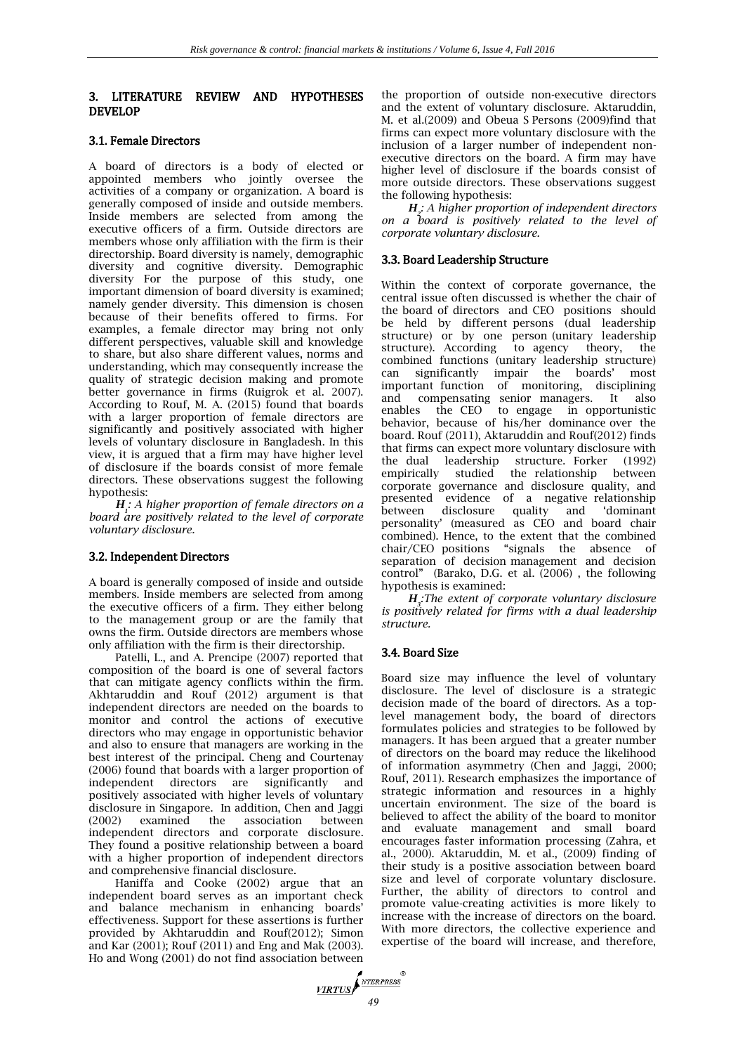## 3. LITERATURE REVIEW AND HYPOTHESES DEVELOP

### 3.1. Female Directors

A board of directors is a body of elected or appointed members who jointly oversee the activities of a company or organization. A board is generally composed of inside and outside members. Inside members are selected from among the executive officers of a firm. Outside directors are members whose only affiliation with the firm is their directorship. Board diversity is namely, demographic diversity and cognitive diversity. Demographic diversity For the purpose of this study, one important dimension of board diversity is examined; namely gender diversity. This dimension is chosen because of their benefits offered to firms. For examples, a female director may bring not only different perspectives, valuable skill and knowledge to share, but also share different values, norms and understanding, which may consequently increase the quality of strategic decision making and promote better governance in firms (Ruigrok et al. 2007). According to Rouf, M. A. (2015) found that boards with a larger proportion of female directors are significantly and positively associated with higher levels of voluntary disclosure in Bangladesh. In this view, it is argued that a firm may have higher level of disclosure if the boards consist of more female directors. These observations suggest the following hypothesis:

***$H_1$**: A higher proportion of female directors on a board are positively related to the level of corporate voluntary disclosure.*

### 3.2. Independent Directors

A board is generally composed of inside and outside members. Inside members are selected from among the executive officers of a firm. They either belong to the management group or are the family that owns the firm. Outside directors are members whose only affiliation with the firm is their directorship.

Patelli, L., and A. Prencipe (2007) reported that composition of the board is one of several factors that can mitigate agency conflicts within the firm. Akhtaruddin and Rouf (2012) argument is that independent directors are needed on the boards to monitor and control the actions of executive directors who may engage in opportunistic behavior and also to ensure that managers are working in the best interest of the principal. Cheng and Courtenay (2006) found that boards with a larger proportion of independent directors are significantly and positively associated with higher levels of voluntary disclosure in Singapore. In addition, Chen and Jaggi (2002) examined the association between independent directors and corporate disclosure. They found a positive relationship between a board with a higher proportion of independent directors and comprehensive financial disclosure.

Haniffa and Cooke (2002) argue that an independent board serves as an important check and balance mechanism in enhancing boards' effectiveness. Support for these assertions is further provided by Akhtaruddin and Rouf(2012); Simon and Kar (2001); Rouf (2011) and Eng and Mak (2003). Ho and Wong (2001) do not find association between the proportion of outside non-executive directors and the extent of voluntary disclosure. Aktaruddin, M. et al.(2009) and Obeua S Persons (2009)find that firms can expect more voluntary disclosure with the inclusion of a larger number of independent non-executive directors on the board. A firm may have higher level of disclosure if the boards consist of more outside directors. These observations suggest the following hypothesis:

***$H_2$**: A higher proportion of independent directors on a board is positively related to the level of corporate voluntary disclosure.*

### 3.3. Board Leadership Structure

Within the context of corporate governance, the central issue often discussed is whether the chair of the board of directors and CEO positions should be held by different persons (dual leadership structure) or by one person (unitary leadership structure). According to agency theory, the combined functions (unitary leadership structure) can significantly impair the boards' most important function of monitoring, disciplining and compensating senior managers. It also enables the CEO to engage in opportunistic behavior, because of his/her dominance over the board. Rouf (2011), Aktaruddin and Rouf(2012) finds that firms can expect more voluntary disclosure with the dual leadership structure. Forker (1992) empirically studied the relationship between corporate governance and disclosure quality, and presented evidence of a negative relationship between disclosure quality and 'dominant personality' (measured as CEO and board chair combined). Hence, to the extent that the combined chair/CEO positions "signals the absence of separation of decision management and decision control" (Barako, D.G. et al. (2006) , the following hypothesis is examined:

***$H_3$**:The extent of corporate voluntary disclosure is positively related for firms with a dual leadership structure.*

### 3.4. Board Size

Board size may influence the level of voluntary disclosure. The level of disclosure is a strategic decision made of the board of directors. As a top-level management body, the board of directors formulates policies and strategies to be followed by managers. It has been argued that a greater number of directors on the board may reduce the likelihood of information asymmetry (Chen and Jaggi, 2000; Rouf, 2011). Research emphasizes the importance of strategic information and resources in a highly uncertain environment. The size of the board is believed to affect the ability of the board to monitor and evaluate management and small board encourages faster information processing (Zahra, et al., 2000). Aktaruddin, M. et al., (2009) finding of their study is a positive association between board size and level of corporate voluntary disclosure. Further, the ability of directors to control and promote value-creating activities is more likely to increase with the increase of directors on the board. With more directors, the collective experience and expertise of the board will increase, and therefore,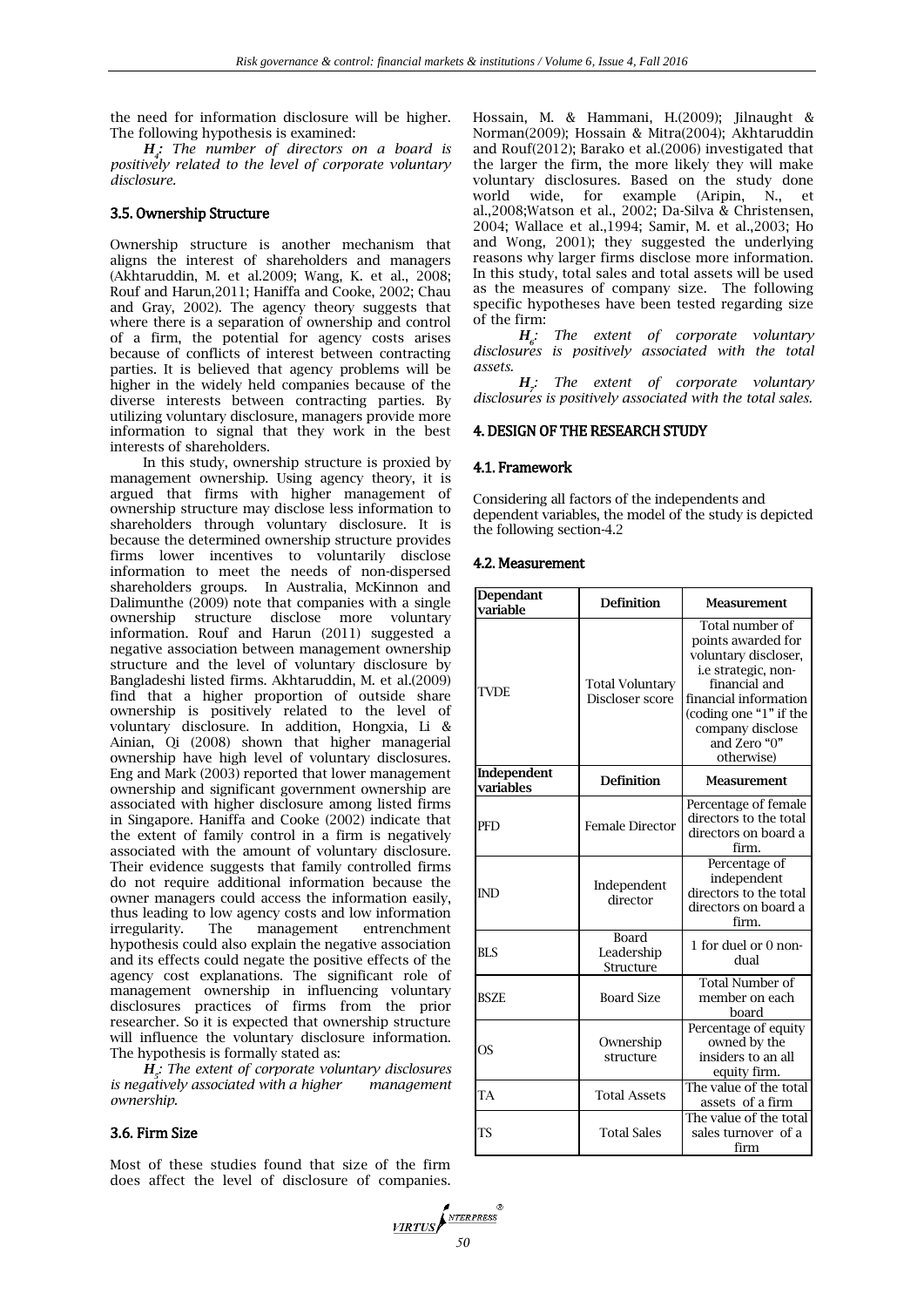the need for information disclosure will be higher. The following hypothesis is examined:

***$H_4$: The number of directors on a board is positively related to the level of corporate voluntary disclosure.***

### 3.5. Ownership Structure

Ownership structure is another mechanism that aligns the interest of shareholders and managers (Akhtaruddin, M. et al.2009; Wang, K. et al., 2008; Rouf and Harun,2011; Haniffa and Cooke, 2002; Chau and Gray, 2002). The agency theory suggests that where there is a separation of ownership and control of a firm, the potential for agency costs arises because of conflicts of interest between contracting parties. It is believed that agency problems will be higher in the widely held companies because of the diverse interests between contracting parties. By utilizing voluntary disclosure, managers provide more information to signal that they work in the best interests of shareholders.

In this study, ownership structure is proxied by management ownership. Using agency theory, it is argued that firms with higher management of ownership structure may disclose less information to shareholders through voluntary disclosure. It is because the determined ownership structure provides firms lower incentives to voluntarily disclose information to meet the needs of non-dispersed shareholders groups. In Australia, McKinnon and Dalimunthe (2009) note that companies with a single ownership structure disclose more voluntary information. Rouf and Harun (2011) suggested a negative association between management ownership structure and the level of voluntary disclosure by Bangladeshi listed firms. Akhtaruddin, M. et al.(2009) find that a higher proportion of outside share ownership is positively related to the level of voluntary disclosure. In addition, Hongxia, Li & Ainian, Qi (2008) shown that higher managerial ownership have high level of voluntary disclosures. Eng and Mark (2003) reported that lower management ownership and significant government ownership are associated with higher disclosure among listed firms in Singapore. Haniffa and Cooke (2002) indicate that the extent of family control in a firm is negatively associated with the amount of voluntary disclosure. Their evidence suggests that family controlled firms do not require additional information because the owner managers could access the information easily, thus leading to low agency costs and low information irregularity. The management entrenchment hypothesis could also explain the negative association and its effects could negate the positive effects of the agency cost explanations. The significant role of management ownership in influencing voluntary disclosures practices of firms from the prior researcher. So it is expected that ownership structure will influence the voluntary disclosure information. The hypothesis is formally stated as:

***$H_5$**: The extent of corporate voluntary disclosures is negatively associated with a higher management ownership.*

### 3.6. Firm Size

Most of these studies found that size of the firm does affect the level of disclosure of companies. Hossain, M. & Hammani, H.(2009); Jilnaught & Norman(2009); Hossain & Mitra(2004); Akhtaruddin and Rouf(2012); Barako et al.(2006) investigated that the larger the firm, the more likely they will make voluntary disclosures. Based on the study done world wide, for example (Aripin, N., et al.,2008;Watson et al., 2002; Da-Silva & Christensen, 2004; Wallace et al.,1994; Samir, M. et al.,2003; Ho and Wong, 2001); they suggested the underlying reasons why larger firms disclose more information. In this study, total sales and total assets will be used as the measures of company size. The following specific hypotheses have been tested regarding size of the firm:

***$H_6$**: The extent of corporate voluntary disclosures is positively associated with the total assets.*

***$H_7$**: The extent of corporate voluntary disclosures is positively associated with the total sales.*

## 4. DESIGN OF THE RESEARCH STUDY

### 4.1. Framework

Considering all factors of the independents and dependent variables, the model of the study is depicted the following section-4.2

### 4.2. Measurement

| Dependant variable | Definition | Measurement |
|---|---|---|
| TVDE | Total Voluntary Discloser score | Total number of points awarded for voluntary discloser, i.e strategic, non-financial and financial information (coding one "1" if the company disclose and Zero "0" otherwise) |
| **Independent variables** | **Definition** | **Measurement** |
| PFD | Female Director | Percentage of female directors to the total directors on board a firm. |
| IND | Independent director | Percentage of independent directors to the total directors on board a firm. |
| BLS | Board Leadership Structure | 1 for duel or 0 non-dual |
| BSZE | Board Size | Total Number of member on each board |
| OS | Ownership structure | Percentage of equity owned by the insiders to an all equity firm. |
| TA | Total Assets | The value of the total assets of a firm |
| TS | Total Sales | The value of the total sales turnover of a firm |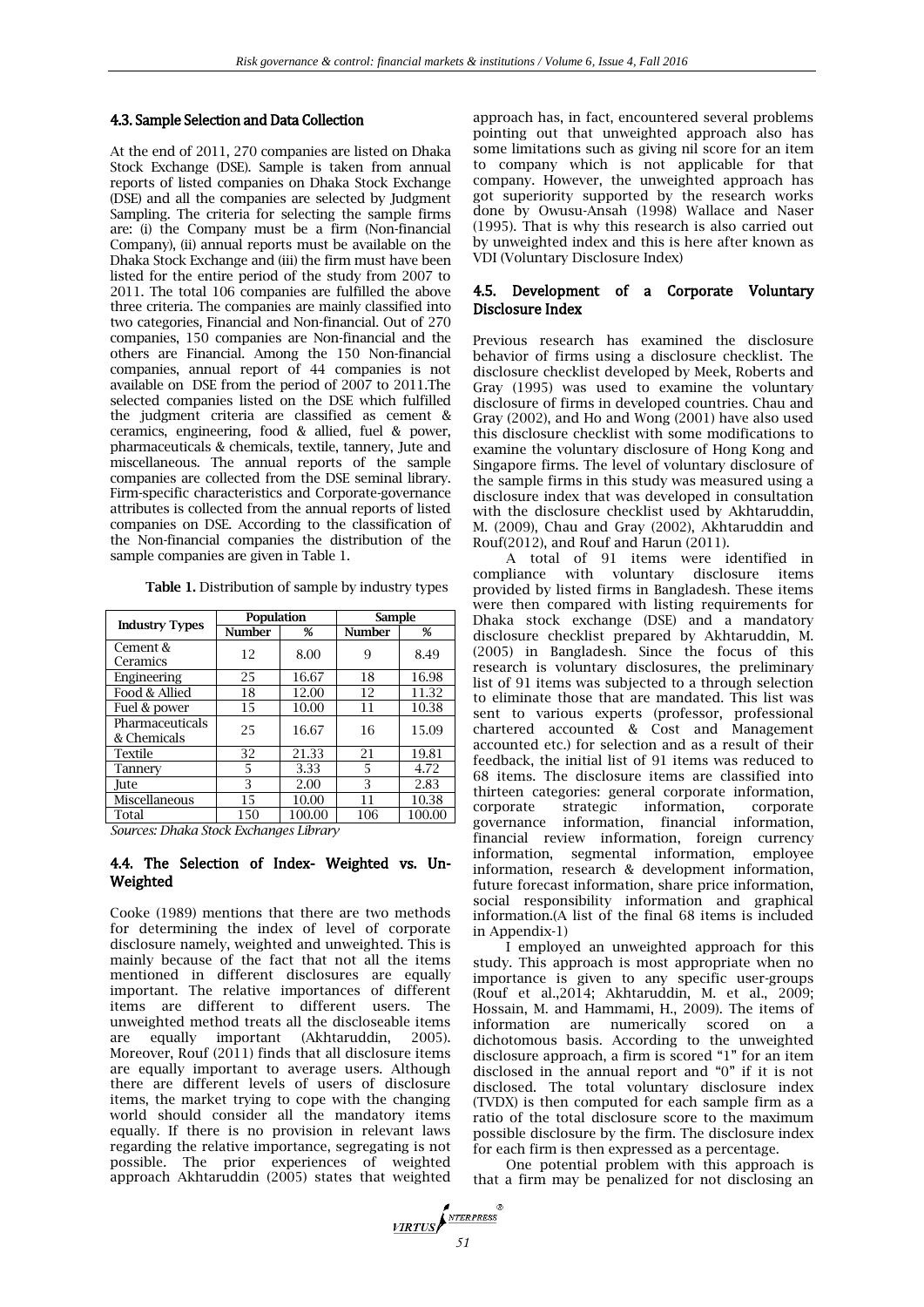### 4.3. Sample Selection and Data Collection

At the end of 2011, 270 companies are listed on Dhaka Stock Exchange (DSE). Sample is taken from annual reports of listed companies on Dhaka Stock Exchange (DSE) and all the companies are selected by Judgment Sampling. The criteria for selecting the sample firms are: (i) the Company must be a firm (Non-financial Company), (ii) annual reports must be available on the Dhaka Stock Exchange and (iii) the firm must have been listed for the entire period of the study from 2007 to 2011. The total 106 companies are fulfilled the above three criteria. The companies are mainly classified into two categories, Financial and Non-financial. Out of 270 companies, 150 companies are Non-financial and the others are Financial. Among the 150 Non-financial companies, annual report of 44 companies is not available on DSE from the period of 2007 to 2011.The selected companies listed on the DSE which fulfilled the judgment criteria are classified as cement & ceramics, engineering, food & allied, fuel & power, pharmaceuticals & chemicals, textile, tannery, Jute and miscellaneous. The annual reports of the sample companies are collected from the DSE seminal library. Firm-specific characteristics and Corporate-governance attributes is collected from the annual reports of listed companies on DSE. According to the classification of the Non-financial companies the distribution of the sample companies are given in Table 1.

**Table 1.** Distribution of sample by industry types

| Industry Types | Population | | Sample | |
|---|---|---|---|---|
| | Number | % | Number | % |
| Cement & Ceramics | 12 | 8.00 | 9 | 8.49 |
| Engineering | 25 | 16.67 | 18 | 16.98 |
| Food & Allied | 18 | 12.00 | 12 | 11.32 |
| Fuel & power | 15 | 10.00 | 11 | 10.38 |
| Pharmaceuticals & Chemicals | 25 | 16.67 | 16 | 15.09 |
| Textile | 32 | 21.33 | 21 | 19.81 |
| Tannery | 5 | 3.33 | 5 | 4.72 |
| Jute | 3 | 2.00 | 3 | 2.83 |
| Miscellaneous | 15 | 10.00 | 11 | 10.38 |
| Total | 150 | 100.00 | 106 | 100.00 |

*Sources: Dhaka Stock Exchanges Library*

### 4.4. The Selection of Index- Weighted vs. Un-Weighted

Cooke (1989) mentions that there are two methods for determining the index of level of corporate disclosure namely, weighted and unweighted. This is mainly because of the fact that not all the items mentioned in different disclosures are equally important. The relative importances of different items are different to different users. The unweighted method treats all the discloseable items are equally important (Akhtaruddin, 2005). Moreover, Rouf (2011) finds that all disclosure items are equally important to average users. Although there are different levels of users of disclosure items, the market trying to cope with the changing world should consider all the mandatory items equally. If there is no provision in relevant laws regarding the relative importance, segregating is not possible. The prior experiences of weighted approach Akhtaruddin (2005) states that weighted approach has, in fact, encountered several problems pointing out that unweighted approach also has some limitations such as giving nil score for an item to company which is not applicable for that company. However, the unweighted approach has got superiority supported by the research works done by Owusu-Ansah (1998) Wallace and Naser (1995). That is why this research is also carried out by unweighted index and this is here after known as VDI (Voluntary Disclosure Index)

### 4.5. Development of a Corporate Voluntary Disclosure Index

Previous research has examined the disclosure behavior of firms using a disclosure checklist. The disclosure checklist developed by Meek, Roberts and Gray (1995) was used to examine the voluntary disclosure of firms in developed countries. Chau and Gray (2002), and Ho and Wong (2001) have also used this disclosure checklist with some modifications to examine the voluntary disclosure of Hong Kong and Singapore firms. The level of voluntary disclosure of the sample firms in this study was measured using a disclosure index that was developed in consultation with the disclosure checklist used by Akhtaruddin, M. (2009), Chau and Gray (2002), Akhtaruddin and Rouf(2012), and Rouf and Harun (2011).

A total of 91 items were identified in compliance with voluntary disclosure items provided by listed firms in Bangladesh. These items were then compared with listing requirements for Dhaka stock exchange (DSE) and a mandatory disclosure checklist prepared by Akhtaruddin, M. (2005) in Bangladesh. Since the focus of this research is voluntary disclosures, the preliminary list of 91 items was subjected to a through selection to eliminate those that are mandated. This list was sent to various experts (professor, professional chartered accounted & Cost and Management accounted etc.) for selection and as a result of their feedback, the initial list of 91 items was reduced to 68 items. The disclosure items are classified into thirteen categories: general corporate information, corporate strategic information, corporate governance information, financial information, financial review information, foreign currency information, segmental information, employee information, research & development information, future forecast information, share price information, social responsibility information and graphical information.(A list of the final 68 items is included in Appendix-1)

I employed an unweighted approach for this study. This approach is most appropriate when no importance is given to any specific user-groups (Rouf et al.,2014; Akhtaruddin, M. et al., 2009; Hossain, M. and Hammami, H., 2009). The items of information are numerically scored on a dichotomous basis. According to the unweighted disclosure approach, a firm is scored "1" for an item disclosed in the annual report and "0" if it is not disclosed. The total voluntary disclosure index (TVDX) is then computed for each sample firm as a ratio of the total disclosure score to the maximum possible disclosure by the firm. The disclosure index for each firm is then expressed as a percentage.

One potential problem with this approach is that a firm may be penalized for not disclosing an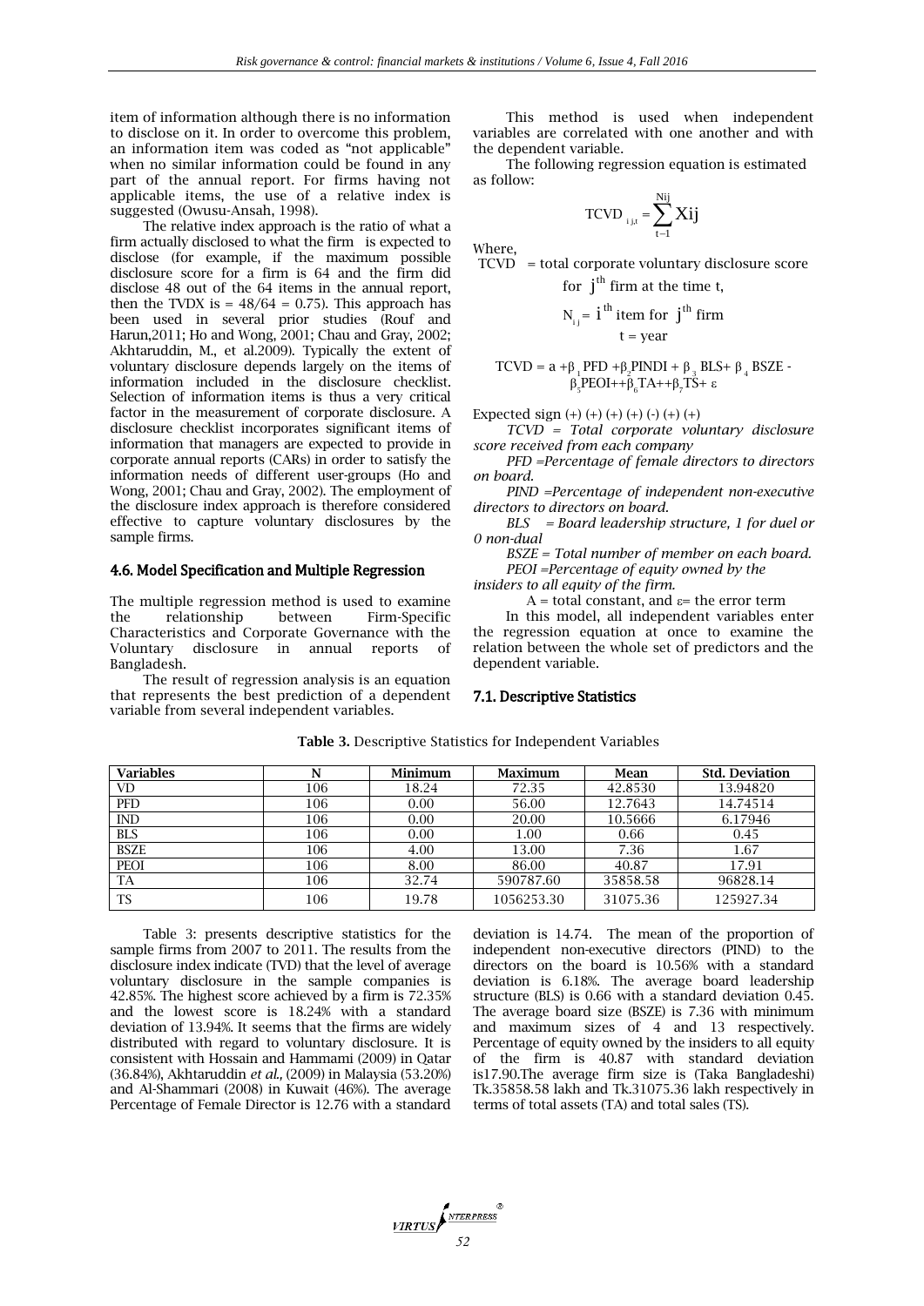item of information although there is no information to disclose on it. In order to overcome this problem, an information item was coded as "not applicable" when no similar information could be found in any part of the annual report. For firms having not applicable items, the use of a relative index is suggested (Owusu-Ansah, 1998).

The relative index approach is the ratio of what a firm actually disclosed to what the firm is expected to disclose (for example, if the maximum possible disclosure score for a firm is 64 and the firm did disclose 48 out of the 64 items in the annual report, then the TVDX is = 48/64 = 0.75). This approach has been used in several prior studies (Rouf and Harun,2011; Ho and Wong, 2001; Chau and Gray, 2002; Akhtaruddin, M., et al.2009). Typically the extent of voluntary disclosure depends largely on the items of information included in the disclosure checklist. Selection of information items is thus a very critical factor in the measurement of corporate disclosure. A disclosure checklist incorporates significant items of information that managers are expected to provide in corporate annual reports (CARs) in order to satisfy the information needs of different user-groups (Ho and Wong, 2001; Chau and Gray, 2002). The employment of the disclosure index approach is therefore considered effective to capture voluntary disclosures by the sample firms.

### 4.6. Model Specification and Multiple Regression

The multiple regression method is used to examine the relationship between Firm-Specific Characteristics and Corporate Governance with the Voluntary disclosure in annual reports of Bangladesh.

The result of regression analysis is an equation that represents the best prediction of a dependent variable from several independent variables.

This method is used when independent variables are correlated with one another and with the dependent variable.

The following regression equation is estimated as follow:

$$TCVD_{ij,t} = \sum_{t-1}^{Nij} Xij$$

Where,

TCVD = total corporate voluntary disclosure score for $j^{th}$ firm at the time t,

$N_{ij} = i^{th}$ item for $j^{th}$ firm

t = year

$$TCVD = a + \beta_1 PFD + \beta_2 PINDI + \beta_3 BLS + \beta_4 BSZE - \beta_5 PEOI + +\beta_6 TA + +\beta_7 TS + \varepsilon$$

Expected sign (+) (+) (+) (+) (-) (+) (+)

*TCVD = Total corporate voluntary disclosure score received from each company*

*PFD =Percentage of female directors to directors on board.*

*PIND =Percentage of independent non-executive directors to directors on board.*

*BLS = Board leadership structure, 1 for duel or 0 non-dual*

*BSZE = Total number of member on each board.*

*PEOI =Percentage of equity owned by the insiders to all equity of the firm.*

A = total constant, and ε= the error term

In this model, all independent variables enter the regression equation at once to examine the relation between the whole set of predictors and the dependent variable.

### 7.1. Descriptive Statistics

**Table 3.** Descriptive Statistics for Independent Variables

| Variables | N | Minimum | Maximum | Mean | Std. Deviation |
|---|---|---|---|---|---|
| VD | 106 | 18.24 | 72.35 | 42.8530 | 13.94820 |
| PFD | 106 | 0.00 | 56.00 | 12.7643 | 14.74514 |
| IND | 106 | 0.00 | 20.00 | 10.5666 | 6.17946 |
| BLS | 106 | 0.00 | 1.00 | 0.66 | 0.45 |
| BSZE | 106 | 4.00 | 13.00 | 7.36 | 1.67 |
| PEOI | 106 | 8.00 | 86.00 | 40.87 | 17.91 |
| TA | 106 | 32.74 | 590787.60 | 35858.58 | 96828.14 |
| TS | 106 | 19.78 | 1056253.30 | 31075.36 | 125927.34 |

Table 3: presents descriptive statistics for the sample firms from 2007 to 2011. The results from the disclosure index indicate (TVD) that the level of average voluntary disclosure in the sample companies is 42.85%. The highest score achieved by a firm is 72.35% and the lowest score is 18.24% with a standard deviation of 13.94%. It seems that the firms are widely distributed with regard to voluntary disclosure. It is consistent with Hossain and Hammami (2009) in Qatar (36.84%), Akhtaruddin *et al.*, (2009) in Malaysia (53.20%) and Al-Shammari (2008) in Kuwait (46%). The average Percentage of Female Director is 12.76 with a standard deviation is 14.74. The mean of the proportion of independent non-executive directors (PIND) to the directors on the board is 10.56% with a standard deviation is 6.18%. The average board leadership structure (BLS) is 0.66 with a standard deviation 0.45. The average board size (BSZE) is 7.36 with minimum and maximum sizes of 4 and 13 respectively. Percentage of equity owned by the insiders to all equity of the firm is 40.87 with standard deviation is17.90.The average firm size is (Taka Bangladeshi) Tk.35858.58 lakh and Tk.31075.36 lakh respectively in terms of total assets (TA) and total sales (TS).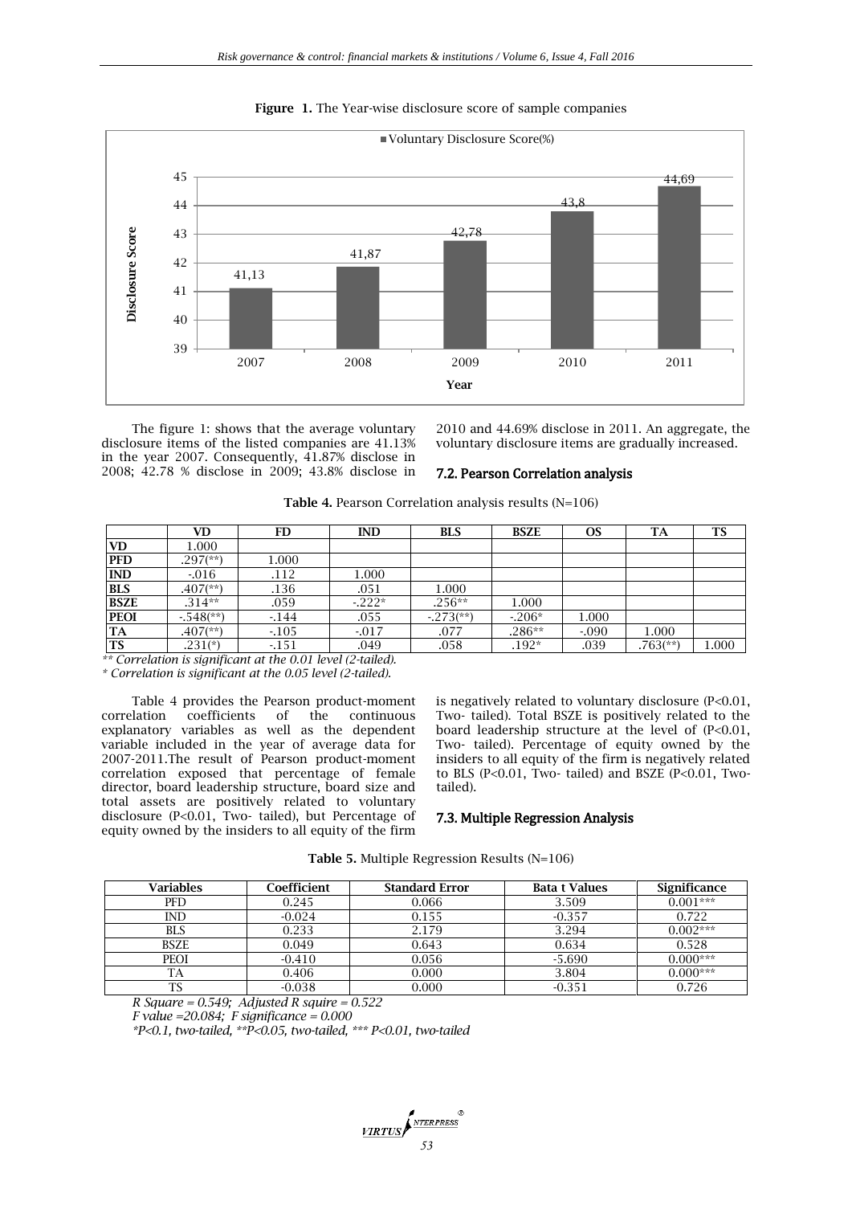**Figure 1.** The Year-wise disclosure score of sample companies

The figure 1: shows that the average voluntary disclosure items of the listed companies are 41.13% in the year 2007. Consequently, 41.87% disclose in 2008; 42.78 % disclose in 2009; 43.8% disclose in 2010 and 44.69% disclose in 2011. An aggregate, the voluntary disclosure items are gradually increased.

## 7.2. Pearson Correlation analysis

**Table 4.** Pearson Correlation analysis results (N=106)

| | VD | FD | IND | BLS | BSZE | OS | TA | TS |
|---|---|---|---|---|---|---|---|---|
| **VD** | 1.000 | | | | | | | |
| **PFD** | .297(**) | 1.000 | | | | | | |
| **IND** | -.016 | .112 | 1.000 | | | | | |
| **BLS** | .407(**) | .136 | .051 | 1.000 | | | | |
| **BSZE** | .314** | .059 | -.222* | .256** | 1.000 | | | |
| **PEOI** | -.548(**) | -.144 | .055 | -.273(**) | -.206* | 1.000 | | |
| **TA** | .407(**) | -.105 | -.017 | .077 | .286** | -.090 | 1.000 | |
| **TS** | .231(*) | -.151 | .049 | .058 | .192* | .039 | .763(**) | 1.000 |

*** Correlation is significant at the 0.01 level (2-tailed).*

** Correlation is significant at the 0.05 level (2-tailed).*

Table 4 provides the Pearson product-moment correlation coefficients of the continuous explanatory variables as well as the dependent variable included in the year of average data for 2007-2011.The result of Pearson product-moment correlation exposed that percentage of female director, board leadership structure, board size and total assets are positively related to voluntary disclosure (P<0.01, Two- tailed), but Percentage of equity owned by the insiders to all equity of the firm is negatively related to voluntary disclosure (P<0.01, Two- tailed). Total BSZE is positively related to the board leadership structure at the level of (P<0.01, Two- tailed). Percentage of equity owned by the insiders to all equity of the firm is negatively related to BLS (P<0.01, Two- tailed) and BSZE (P<0.01, Two-tailed).

## 7.3. Multiple Regression Analysis

**Table 5.** Multiple Regression Results (N=106)

| Variables | Coefficient | Standard Error | Bata t Values | Significance |
|---|---|---|---|---|
| PFD | 0.245 | 0.066 | 3.509 | 0.001*** |
| IND | -0.024 | 0.155 | -0.357 | 0.722 |
| BLS | 0.233 | 2.179 | 3.294 | 0.002*** |
| BSZE | 0.049 | 0.643 | 0.634 | 0.528 |
| PEOI | -0.410 | 0.056 | -5.690 | 0.000*** |
| TA | 0.406 | 0.000 | 3.804 | 0.000*** |
| TS | -0.038 | 0.000 | -0.351 | 0.726 |

*R Square = 0.549; Adjusted R squire = 0.522*

*F value =20.084; F significance = 0.000*

**P<0.1, two-tailed, **P<0.05, two-tailed, *** P<0.01, two-tailed*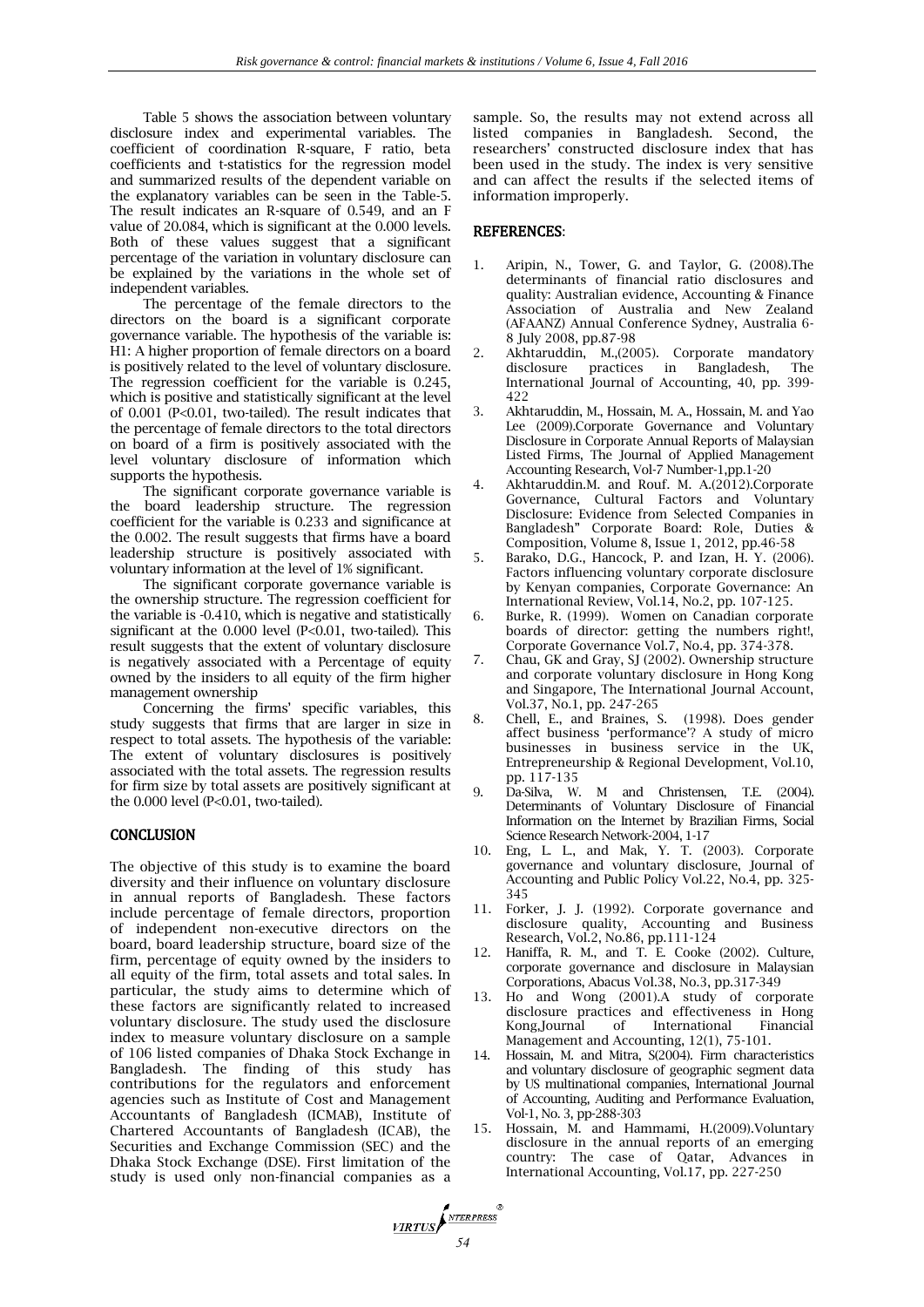Table 5 shows the association between voluntary disclosure index and experimental variables. The coefficient of coordination R-square, F ratio, beta coefficients and t-statistics for the regression model and summarized results of the dependent variable on the explanatory variables can be seen in the Table-5. The result indicates an R-square of 0.549, and an F value of 20.084, which is significant at the 0.000 levels. Both of these values suggest that a significant percentage of the variation in voluntary disclosure can be explained by the variations in the whole set of independent variables.

The percentage of the female directors to the directors on the board is a significant corporate governance variable. The hypothesis of the variable is: H1: A higher proportion of female directors on a board is positively related to the level of voluntary disclosure. The regression coefficient for the variable is 0.245, which is positive and statistically significant at the level of 0.001 ($P<0.01$, two-tailed). The result indicates that the percentage of female directors to the total directors on board of a firm is positively associated with the level voluntary disclosure of information which supports the hypothesis.

The significant corporate governance variable is the board leadership structure. The regression coefficient for the variable is 0.233 and significance at the 0.002. The result suggests that firms have a board leadership structure is positively associated with voluntary information at the level of 1% significant.

The significant corporate governance variable is the ownership structure. The regression coefficient for the variable is -0.410, which is negative and statistically significant at the 0.000 level ($P<0.01$, two-tailed). This result suggests that the extent of voluntary disclosure is negatively associated with a Percentage of equity owned by the insiders to all equity of the firm higher management ownership

Concerning the firms' specific variables, this study suggests that firms that are larger in size in respect to total assets. The hypothesis of the variable: The extent of voluntary disclosures is positively associated with the total assets. The regression results for firm size by total assets are positively significant at the 0.000 level ($P<0.01$, two-tailed).

## CONCLUSION

The objective of this study is to examine the board diversity and their influence on voluntary disclosure in annual reports of Bangladesh. These factors include percentage of female directors, proportion of independent non-executive directors on the board, board leadership structure, board size of the firm, percentage of equity owned by the insiders to all equity of the firm, total assets and total sales. In particular, the study aims to determine which of these factors are significantly related to increased voluntary disclosure. The study used the disclosure index to measure voluntary disclosure on a sample of 106 listed companies of Dhaka Stock Exchange in Bangladesh. The finding of this study has contributions for the regulators and enforcement agencies such as Institute of Cost and Management Accountants of Bangladesh (ICMAB), Institute of Chartered Accountants of Bangladesh (ICAB), the Securities and Exchange Commission (SEC) and the Dhaka Stock Exchange (DSE). First limitation of the study is used only non-financial companies as a sample. So, the results may not extend across all listed companies in Bangladesh. Second, the researchers' constructed disclosure index that has been used in the study. The index is very sensitive and can affect the results if the selected items of information improperly.

## REFERENCES:

1. Aripin, N., Tower, G. and Taylor, G. (2008).The determinants of financial ratio disclosures and quality: Australian evidence, Accounting & Finance Association of Australia and New Zealand (AFAANZ) Annual Conference Sydney, Australia 6-8 July 2008, pp.87-98
2. Akhtaruddin, M.,(2005). Corporate mandatory disclosure practices in Bangladesh, The International Journal of Accounting, 40, pp. 399-422
3. Akhtaruddin, M., Hossain, M. A., Hossain, M. and Yao Lee (2009).Corporate Governance and Voluntary Disclosure in Corporate Annual Reports of Malaysian Listed Firms, The Journal of Applied Management Accounting Research, Vol-7 Number-1,pp.1-20
4. Akhtaruddin.M. and Rouf. M. A.(2012).Corporate Governance, Cultural Factors and Voluntary Disclosure: Evidence from Selected Companies in Bangladesh" Corporate Board: Role, Duties & Composition, Volume 8, Issue 1, 2012, pp.46-58
5. Barako, D.G., Hancock, P. and Izan, H. Y. (2006). Factors influencing voluntary corporate disclosure by Kenyan companies, Corporate Governance: An International Review, Vol.14, No.2, pp. 107-125.
6. Burke, R. (1999). Women on Canadian corporate boards of director: getting the numbers right!, Corporate Governance Vol.7, No.4, pp. 374-378.
7. Chau, GK and Gray, SJ (2002). Ownership structure and corporate voluntary disclosure in Hong Kong and Singapore, The International Journal Account, Vol.37, No.1, pp. 247-265
8. Chell, E., and Braines, S. (1998). Does gender affect business 'performance'? A study of micro businesses in business service in the UK, Entrepreneurship & Regional Development, Vol.10, pp. 117-135
9. Da-Silva, W. M and Christensen, T.E. (2004). Determinants of Voluntary Disclosure of Financial Information on the Internet by Brazilian Firms, Social Science Research Network-2004, 1-17
10. Eng, L. L., and Mak, Y. T. (2003). Corporate governance and voluntary disclosure, Journal of Accounting and Public Policy Vol.22, No.4, pp. 325-345
11. Forker, J. J. (1992). Corporate governance and disclosure quality, Accounting and Business Research, Vol.2, No.86, pp.111-124
12. Haniffa, R. M., and T. E. Cooke (2002). Culture, corporate governance and disclosure in Malaysian Corporations, Abacus Vol.38, No.3, pp.317-349
13. Ho and Wong (2001).A study of corporate disclosure practices and effectiveness in Hong Kong,Journal of International Financial Management and Accounting, 12(1), 75-101.
14. Hossain, M. and Mitra, S(2004). Firm characteristics and voluntary disclosure of geographic segment data by US multinational companies, International Journal of Accounting, Auditing and Performance Evaluation, Vol-1, No. 3, pp-288-303
15. Hossain, M. and Hammami, H.(2009).Voluntary disclosure in the annual reports of an emerging country: The case of Qatar, Advances in International Accounting, Vol.17, pp. 227-250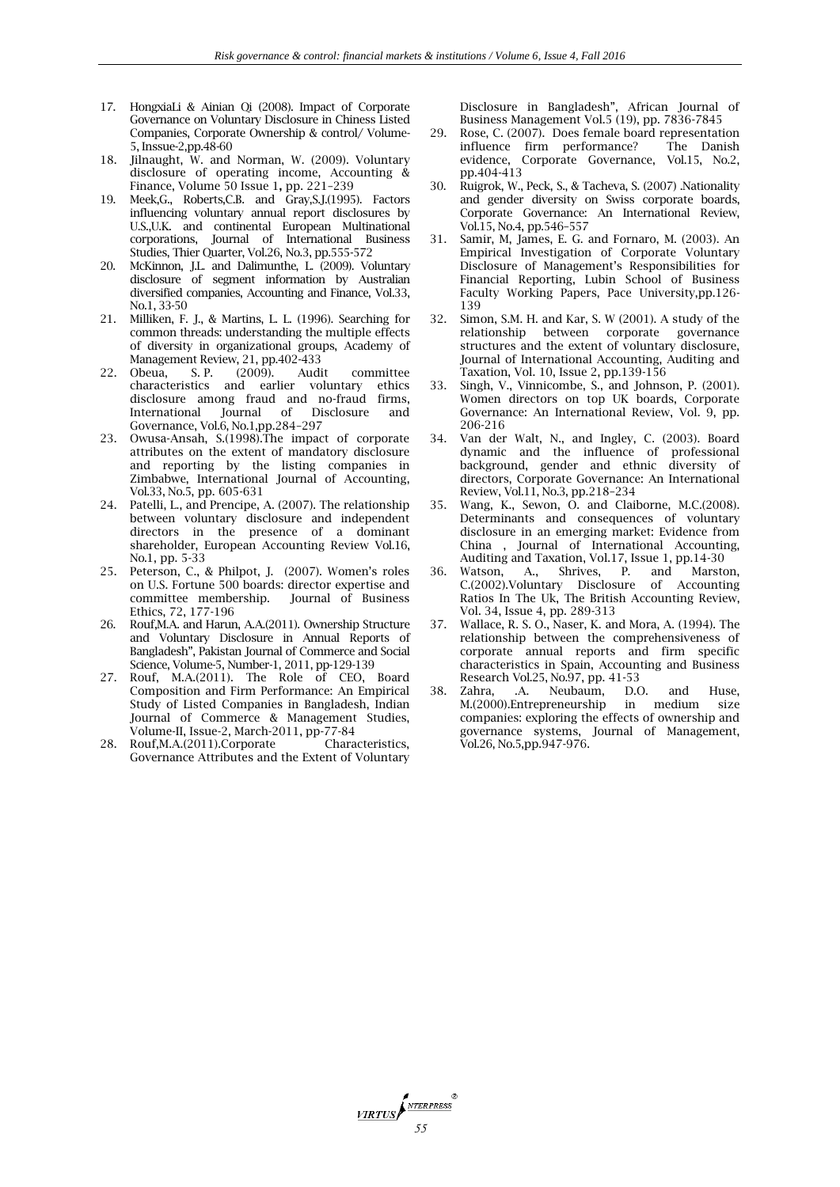17. HongxiaLi & Ainian Qi (2008). Impact of Corporate Governance on Voluntary Disclosure in Chiness Listed Companies, Corporate Ownership & control/ Volume-5, Inssue-2,pp.48-60
18. Jilnaught, W. and Norman, W. (2009). Voluntary disclosure of operating income, Accounting & Finance, Volume 50 Issue 1, pp. 221–239
19. Meek,G., Roberts,C.B. and Gray,S.J.(1995). Factors influencing voluntary annual report disclosures by U.S.,U.K. and continental European Multinational corporations, Journal of International Business Studies, Thier Quarter, Vol.26, No.3, pp.555-572
20. McKinnon, J.L. and Dalimunthe, L. (2009). Voluntary disclosure of segment information by Australian diversified companies, Accounting and Finance, Vol.33, No.1, 33-50
21. Milliken, F. J., & Martins, L. L. (1996). Searching for common threads: understanding the multiple effects of diversity in organizational groups, Academy of Management Review, 21, pp.402-433
22. Obeua, S. P. (2009). Audit committee characteristics and earlier voluntary ethics disclosure among fraud and no-fraud firms, International Journal of Disclosure and Governance, Vol.6, No.1,pp.284–297
23. Owusa-Ansah, S.(1998).The impact of corporate attributes on the extent of mandatory disclosure and reporting by the listing companies in Zimbabwe, International Journal of Accounting, Vol.33, No.5, pp. 605-631
24. Patelli, L., and Prencipe, A. (2007). The relationship between voluntary disclosure and independent directors in the presence of a dominant shareholder, European Accounting Review Vol.16, No.1, pp. 5-33
25. Peterson, C., & Philpot, J. (2007). Women's roles on U.S. Fortune 500 boards: director expertise and committee membership. Journal of Business Ethics, 72, 177-196
26. Rouf,M.A. and Harun, A.A.(2011). Ownership Structure and Voluntary Disclosure in Annual Reports of Bangladesh", Pakistan Journal of Commerce and Social Science, Volume-5, Number-1, 2011, pp-129-139
27. Rouf, M.A.(2011). The Role of CEO, Board Composition and Firm Performance: An Empirical Study of Listed Companies in Bangladesh, Indian Journal of Commerce & Management Studies, Volume-II, Issue-2, March-2011, pp-77-84
28. Rouf,M.A.(2011).Corporate Characteristics, Governance Attributes and the Extent of Voluntary Disclosure in Bangladesh", African Journal of Business Management Vol.5 (19), pp. 7836-7845
29. Rose, C. (2007). Does female board representation influence firm performance? The Danish evidence, Corporate Governance, Vol.15, No.2, pp.404-413
30. Ruigrok, W., Peck, S., & Tacheva, S. (2007) .Nationality and gender diversity on Swiss corporate boards, Corporate Governance: An International Review, Vol.15, No.4, pp.546–557
31. Samir, M, James, E. G. and Fornaro, M. (2003). An Empirical Investigation of Corporate Voluntary Disclosure of Management's Responsibilities for Financial Reporting, Lubin School of Business Faculty Working Papers, Pace University,pp.126-139
32. Simon, S.M. H. and Kar, S. W (2001). A study of the relationship between corporate governance structures and the extent of voluntary disclosure, Journal of International Accounting, Auditing and Taxation, Vol. 10, Issue 2, pp.139-156
33. Singh, V., Vinnicombe, S., and Johnson, P. (2001). Women directors on top UK boards, Corporate Governance: An International Review, Vol. 9, pp. 206-216
34. Van der Walt, N., and Ingley, C. (2003). Board dynamic and the influence of professional background, gender and ethnic diversity of directors, Corporate Governance: An International Review, Vol.11, No.3, pp.218–234
35. Wang, K., Sewon, O. and Claiborne, M.C.(2008). Determinants and consequences of voluntary disclosure in an emerging market: Evidence from China , Journal of International Accounting, Auditing and Taxation, Vol.17, Issue 1, pp.14-30
36. Watson, A., Shrives, P. and Marston, C.(2002).Voluntary Disclosure of Accounting Ratios In The Uk, The British Accounting Review, Vol. 34, Issue 4, pp. 289-313
37. Wallace, R. S. O., Naser, K. and Mora, A. (1994). The relationship between the comprehensiveness of corporate annual reports and firm specific characteristics in Spain, Accounting and Business Research Vol.25, No.97, pp. 41-53
38. Zahra, .A. Neubaum, D.O. and Huse, M.(2000).Entrepreneurship in medium size companies: exploring the effects of ownership and governance systems, Journal of Management, Vol.26, No.5,pp.947-976.